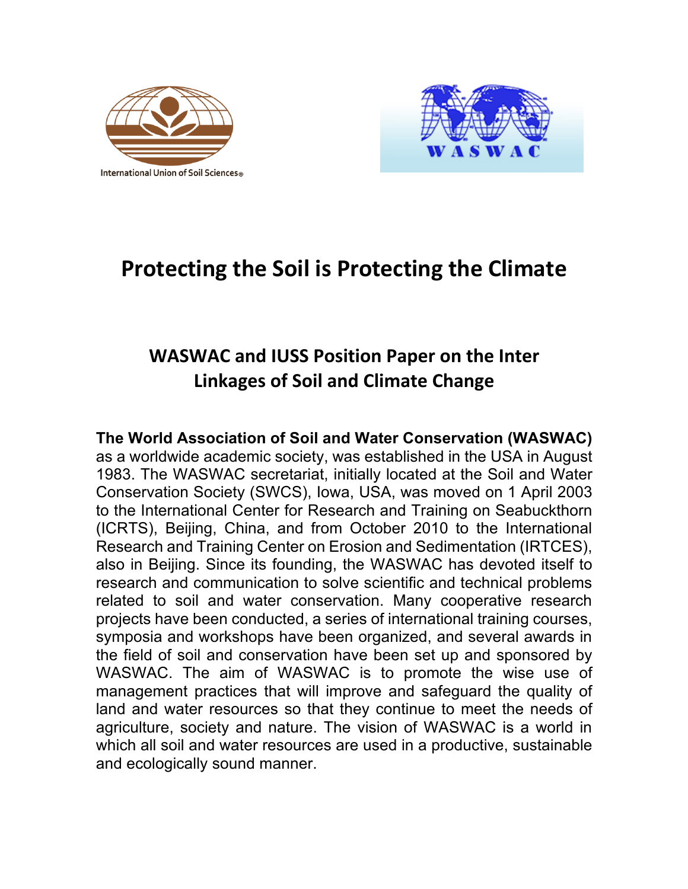International Union of Soil Sciences®

WASWAC

# Protecting the Soil is Protecting the Climate

## WASWAC and IUSS Position Paper on the Inter Linkages of Soil and Climate Change

**The World Association of Soil and Water Conservation (WASWAC)** as a worldwide academic society, was established in the USA in August 1983. The WASWAC secretariat, initially located at the Soil and Water Conservation Society (SWCS), Iowa, USA, was moved on 1 April 2003 to the International Center for Research and Training on Seabuckthorn (ICRTS), Beijing, China, and from October 2010 to the International Research and Training Center on Erosion and Sedimentation (IRTCES), also in Beijing. Since its founding, the WASWAC has devoted itself to research and communication to solve scientific and technical problems related to soil and water conservation. Many cooperative research projects have been conducted, a series of international training courses, symposia and workshops have been organized, and several awards in the field of soil and conservation have been set up and sponsored by WASWAC. The aim of WASWAC is to promote the wise use of management practices that will improve and safeguard the quality of land and water resources so that they continue to meet the needs of agriculture, society and nature. The vision of WASWAC is a world in which all soil and water resources are used in a productive, sustainable and ecologically sound manner.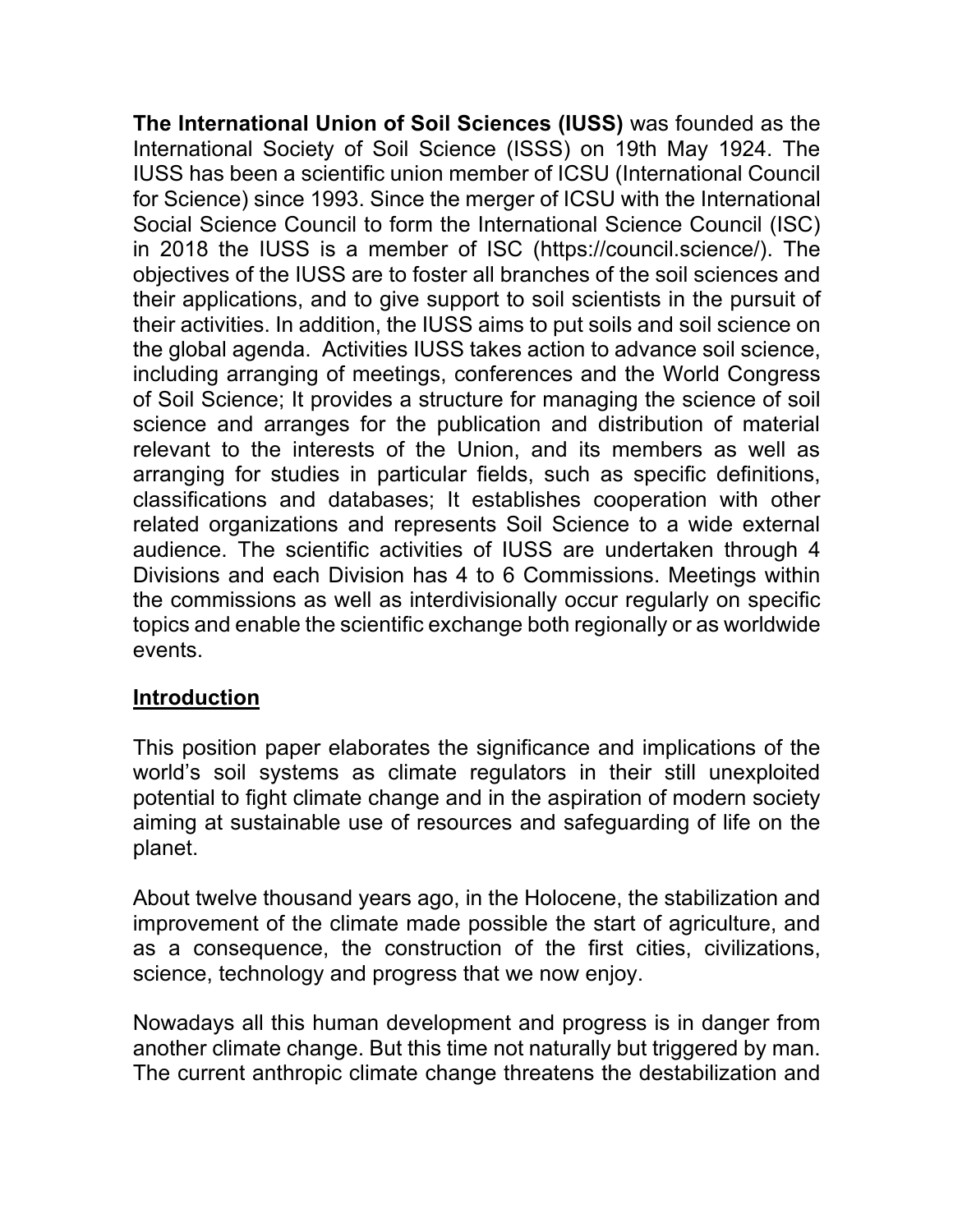**The International Union of Soil Sciences (IUSS)** was founded as the International Society of Soil Science (ISSS) on 19th May 1924. The IUSS has been a scientific union member of ICSU (International Council for Science) since 1993. Since the merger of ICSU with the International Social Science Council to form the International Science Council (ISC) in 2018 the IUSS is a member of ISC (https://council.science/). The objectives of the IUSS are to foster all branches of the soil sciences and their applications, and to give support to soil scientists in the pursuit of their activities. In addition, the IUSS aims to put soils and soil science on the global agenda. Activities IUSS takes action to advance soil science, including arranging of meetings, conferences and the World Congress of Soil Science; It provides a structure for managing the science of soil science and arranges for the publication and distribution of material relevant to the interests of the Union, and its members as well as arranging for studies in particular fields, such as specific definitions, classifications and databases; It establishes cooperation with other related organizations and represents Soil Science to a wide external audience. The scientific activities of IUSS are undertaken through 4 Divisions and each Division has 4 to 6 Commissions. Meetings within the commissions as well as interdivisionally occur regularly on specific topics and enable the scientific exchange both regionally or as worldwide events.

## Introduction

This position paper elaborates the significance and implications of the world's soil systems as climate regulators in their still unexploited potential to fight climate change and in the aspiration of modern society aiming at sustainable use of resources and safeguarding of life on the planet.

About twelve thousand years ago, in the Holocene, the stabilization and improvement of the climate made possible the start of agriculture, and as a consequence, the construction of the first cities, civilizations, science, technology and progress that we now enjoy.

Nowadays all this human development and progress is in danger from another climate change. But this time not naturally but triggered by man. The current anthropic climate change threatens the destabilization and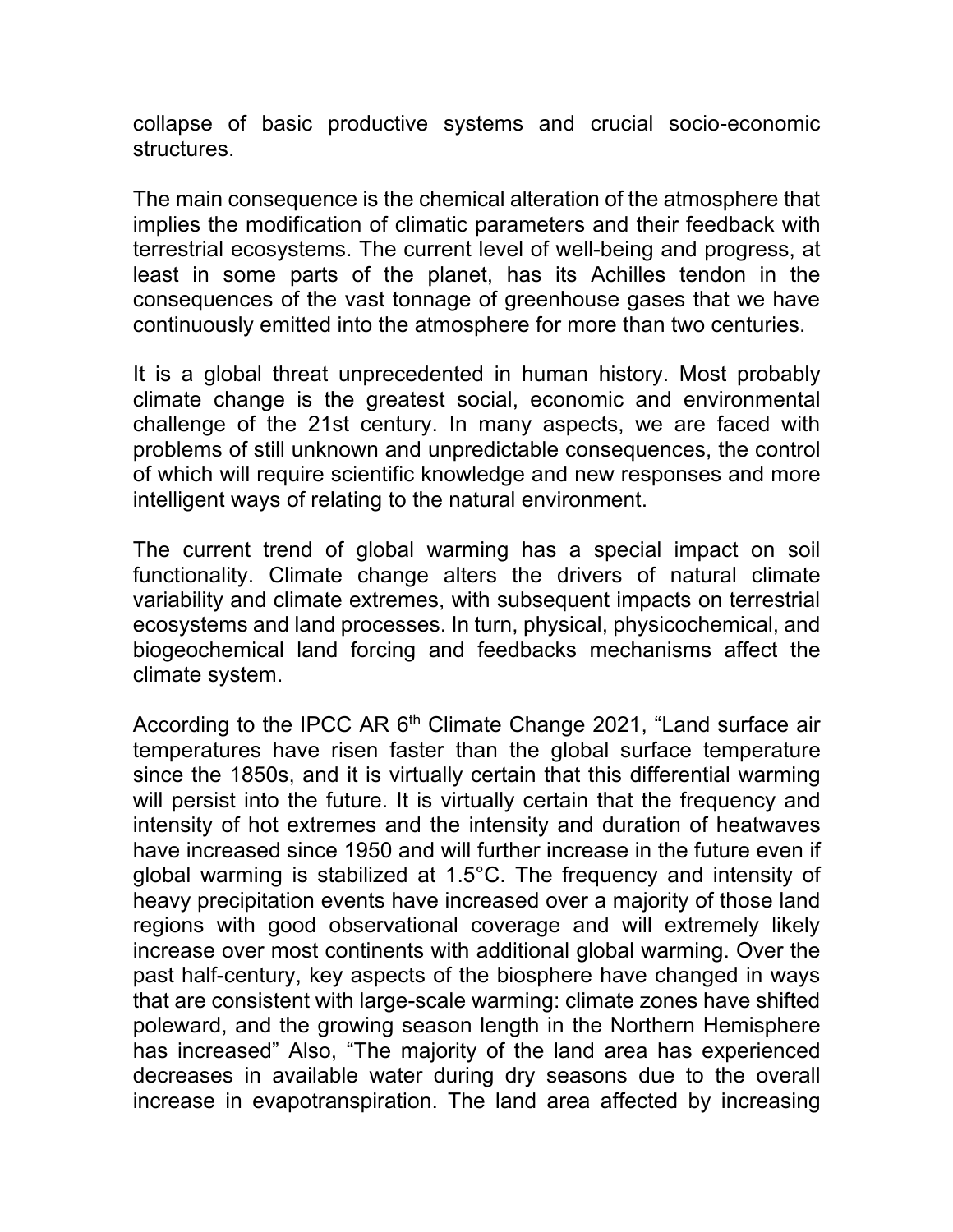collapse of basic productive systems and crucial socio-economic structures.

The main consequence is the chemical alteration of the atmosphere that implies the modification of climatic parameters and their feedback with terrestrial ecosystems. The current level of well-being and progress, at least in some parts of the planet, has its Achilles tendon in the consequences of the vast tonnage of greenhouse gases that we have continuously emitted into the atmosphere for more than two centuries.

It is a global threat unprecedented in human history. Most probably climate change is the greatest social, economic and environmental challenge of the 21st century. In many aspects, we are faced with problems of still unknown and unpredictable consequences, the control of which will require scientific knowledge and new responses and more intelligent ways of relating to the natural environment.

The current trend of global warming has a special impact on soil functionality. Climate change alters the drivers of natural climate variability and climate extremes, with subsequent impacts on terrestrial ecosystems and land processes. In turn, physical, physicochemical, and biogeochemical land forcing and feedbacks mechanisms affect the climate system.

According to the IPCC AR 6th Climate Change 2021, "Land surface air temperatures have risen faster than the global surface temperature since the 1850s, and it is virtually certain that this differential warming will persist into the future. It is virtually certain that the frequency and intensity of hot extremes and the intensity and duration of heatwaves have increased since 1950 and will further increase in the future even if global warming is stabilized at 1.5°C. The frequency and intensity of heavy precipitation events have increased over a majority of those land regions with good observational coverage and will extremely likely increase over most continents with additional global warming. Over the past half-century, key aspects of the biosphere have changed in ways that are consistent with large-scale warming: climate zones have shifted poleward, and the growing season length in the Northern Hemisphere has increased" Also, "The majority of the land area has experienced decreases in available water during dry seasons due to the overall increase in evapotranspiration. The land area affected by increasing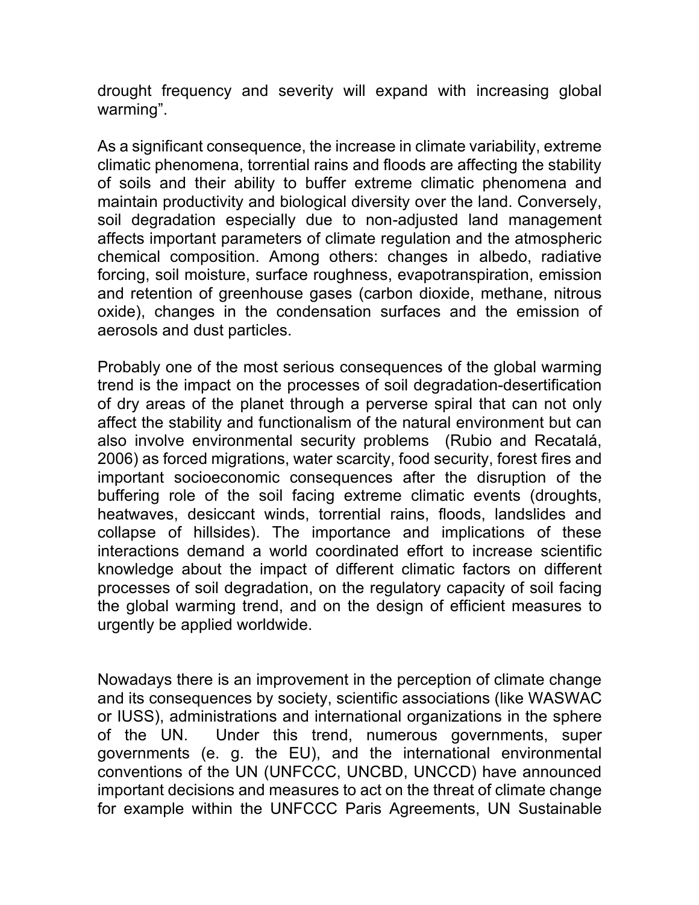drought frequency and severity will expand with increasing global warming".

As a significant consequence, the increase in climate variability, extreme climatic phenomena, torrential rains and floods are affecting the stability of soils and their ability to buffer extreme climatic phenomena and maintain productivity and biological diversity over the land. Conversely, soil degradation especially due to non-adjusted land management affects important parameters of climate regulation and the atmospheric chemical composition. Among others: changes in albedo, radiative forcing, soil moisture, surface roughness, evapotranspiration, emission and retention of greenhouse gases (carbon dioxide, methane, nitrous oxide), changes in the condensation surfaces and the emission of aerosols and dust particles.

Probably one of the most serious consequences of the global warming trend is the impact on the processes of soil degradation-desertification of dry areas of the planet through a perverse spiral that can not only affect the stability and functionalism of the natural environment but can also involve environmental security problems (Rubio and Recatalá, 2006) as forced migrations, water scarcity, food security, forest fires and important socioeconomic consequences after the disruption of the buffering role of the soil facing extreme climatic events (droughts, heatwaves, desiccant winds, torrential rains, floods, landslides and collapse of hillsides). The importance and implications of these interactions demand a world coordinated effort to increase scientific knowledge about the impact of different climatic factors on different processes of soil degradation, on the regulatory capacity of soil facing the global warming trend, and on the design of efficient measures to urgently be applied worldwide.

Nowadays there is an improvement in the perception of climate change and its consequences by society, scientific associations (like WASWAC or IUSS), administrations and international organizations in the sphere of the UN. Under this trend, numerous governments, super governments (e. g. the EU), and the international environmental conventions of the UN (UNFCCC, UNCBD, UNCCD) have announced important decisions and measures to act on the threat of climate change for example within the UNFCCC Paris Agreements, UN Sustainable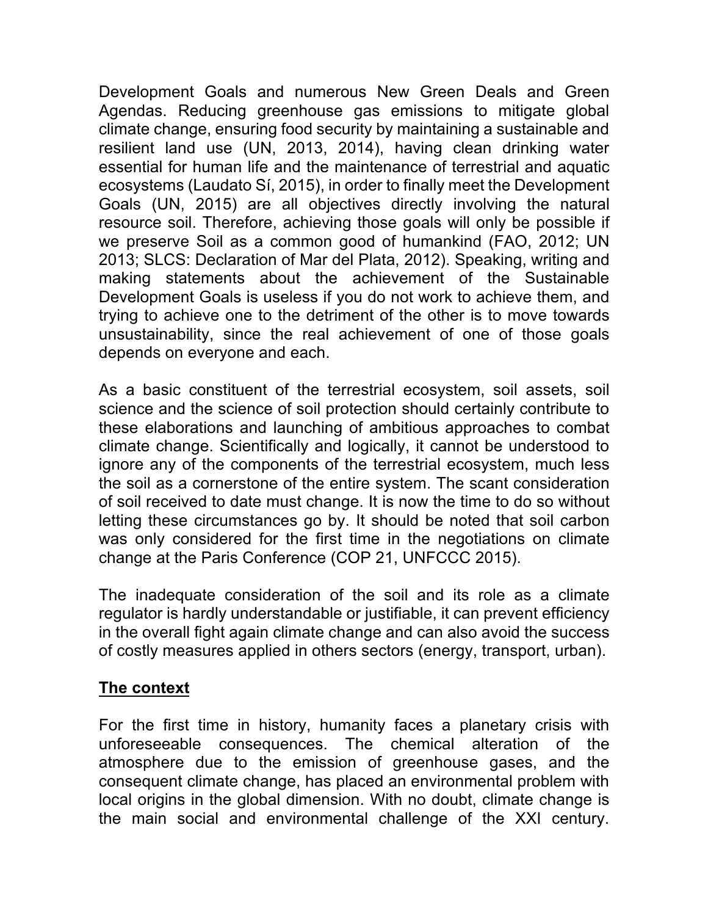Development Goals and numerous New Green Deals and Green Agendas. Reducing greenhouse gas emissions to mitigate global climate change, ensuring food security by maintaining a sustainable and resilient land use (UN, 2013, 2014), having clean drinking water essential for human life and the maintenance of terrestrial and aquatic ecosystems (Laudato Sí, 2015), in order to finally meet the Development Goals (UN, 2015) are all objectives directly involving the natural resource soil. Therefore, achieving those goals will only be possible if we preserve Soil as a common good of humankind (FAO, 2012; UN 2013; SLCS: Declaration of Mar del Plata, 2012). Speaking, writing and making statements about the achievement of the Sustainable Development Goals is useless if you do not work to achieve them, and trying to achieve one to the detriment of the other is to move towards unsustainability, since the real achievement of one of those goals depends on everyone and each.

As a basic constituent of the terrestrial ecosystem, soil assets, soil science and the science of soil protection should certainly contribute to these elaborations and launching of ambitious approaches to combat climate change. Scientifically and logically, it cannot be understood to ignore any of the components of the terrestrial ecosystem, much less the soil as a cornerstone of the entire system. The scant consideration of soil received to date must change. It is now the time to do so without letting these circumstances go by. It should be noted that soil carbon was only considered for the first time in the negotiations on climate change at the Paris Conference (COP 21, UNFCCC 2015).

The inadequate consideration of the soil and its role as a climate regulator is hardly understandable or justifiable, it can prevent efficiency in the overall fight again climate change and can also avoid the success of costly measures applied in others sectors (energy, transport, urban).

## The context

For the first time in history, humanity faces a planetary crisis with unforeseeable consequences. The chemical alteration of the atmosphere due to the emission of greenhouse gases, and the consequent climate change, has placed an environmental problem with local origins in the global dimension. With no doubt, climate change is the main social and environmental challenge of the XXI century.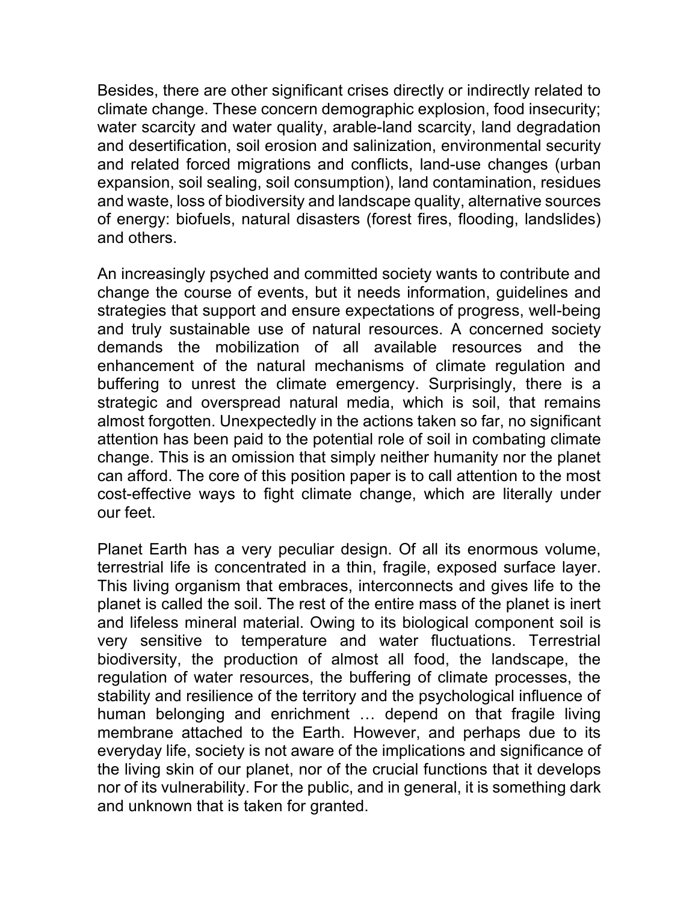Besides, there are other significant crises directly or indirectly related to climate change. These concern demographic explosion, food insecurity; water scarcity and water quality, arable-land scarcity, land degradation and desertification, soil erosion and salinization, environmental security and related forced migrations and conflicts, land-use changes (urban expansion, soil sealing, soil consumption), land contamination, residues and waste, loss of biodiversity and landscape quality, alternative sources of energy: biofuels, natural disasters (forest fires, flooding, landslides) and others.

An increasingly psyched and committed society wants to contribute and change the course of events, but it needs information, guidelines and strategies that support and ensure expectations of progress, well-being and truly sustainable use of natural resources. A concerned society demands the mobilization of all available resources and the enhancement of the natural mechanisms of climate regulation and buffering to unrest the climate emergency. Surprisingly, there is a strategic and overspread natural media, which is soil, that remains almost forgotten. Unexpectedly in the actions taken so far, no significant attention has been paid to the potential role of soil in combating climate change. This is an omission that simply neither humanity nor the planet can afford. The core of this position paper is to call attention to the most cost-effective ways to fight climate change, which are literally under our feet.

Planet Earth has a very peculiar design. Of all its enormous volume, terrestrial life is concentrated in a thin, fragile, exposed surface layer. This living organism that embraces, interconnects and gives life to the planet is called the soil. The rest of the entire mass of the planet is inert and lifeless mineral material. Owing to its biological component soil is very sensitive to temperature and water fluctuations. Terrestrial biodiversity, the production of almost all food, the landscape, the regulation of water resources, the buffering of climate processes, the stability and resilience of the territory and the psychological influence of human belonging and enrichment … depend on that fragile living membrane attached to the Earth. However, and perhaps due to its everyday life, society is not aware of the implications and significance of the living skin of our planet, nor of the crucial functions that it develops nor of its vulnerability. For the public, and in general, it is something dark and unknown that is taken for granted.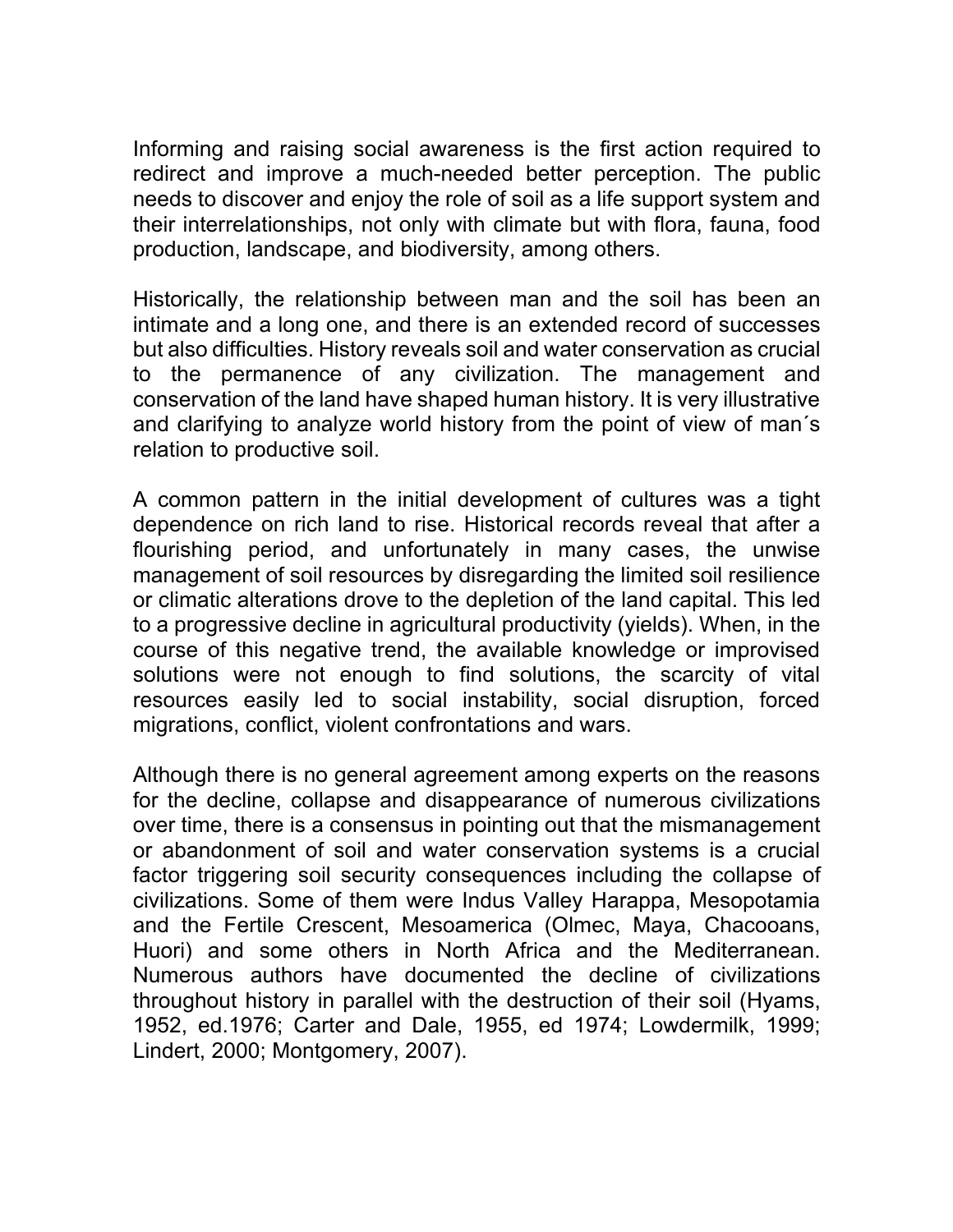Informing and raising social awareness is the first action required to redirect and improve a much-needed better perception. The public needs to discover and enjoy the role of soil as a life support system and their interrelationships, not only with climate but with flora, fauna, food production, landscape, and biodiversity, among others.

Historically, the relationship between man and the soil has been an intimate and a long one, and there is an extended record of successes but also difficulties. History reveals soil and water conservation as crucial to the permanence of any civilization. The management and conservation of the land have shaped human history. It is very illustrative and clarifying to analyze world history from the point of view of man´s relation to productive soil.

A common pattern in the initial development of cultures was a tight dependence on rich land to rise. Historical records reveal that after a flourishing period, and unfortunately in many cases, the unwise management of soil resources by disregarding the limited soil resilience or climatic alterations drove to the depletion of the land capital. This led to a progressive decline in agricultural productivity (yields). When, in the course of this negative trend, the available knowledge or improvised solutions were not enough to find solutions, the scarcity of vital resources easily led to social instability, social disruption, forced migrations, conflict, violent confrontations and wars.

Although there is no general agreement among experts on the reasons for the decline, collapse and disappearance of numerous civilizations over time, there is a consensus in pointing out that the mismanagement or abandonment of soil and water conservation systems is a crucial factor triggering soil security consequences including the collapse of civilizations. Some of them were Indus Valley Harappa, Mesopotamia and the Fertile Crescent, Mesoamerica (Olmec, Maya, Chacooans, Huori) and some others in North Africa and the Mediterranean. Numerous authors have documented the decline of civilizations throughout history in parallel with the destruction of their soil (Hyams, 1952, ed.1976; Carter and Dale, 1955, ed 1974; Lowdermilk, 1999; Lindert, 2000; Montgomery, 2007).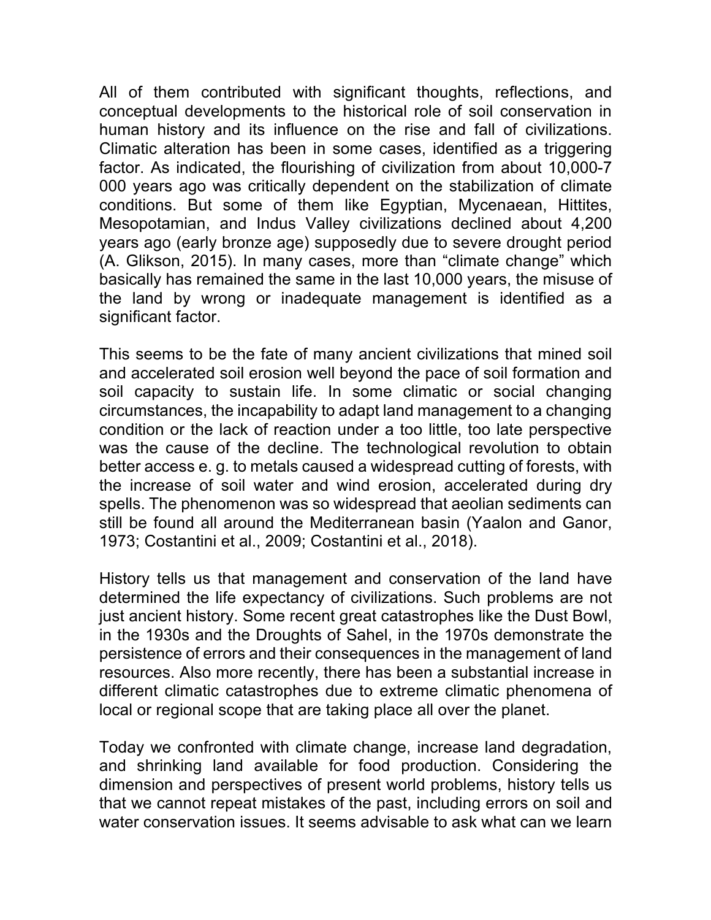All of them contributed with significant thoughts, reflections, and conceptual developments to the historical role of soil conservation in human history and its influence on the rise and fall of civilizations. Climatic alteration has been in some cases, identified as a triggering factor. As indicated, the flourishing of civilization from about 10,000-7 000 years ago was critically dependent on the stabilization of climate conditions. But some of them like Egyptian, Mycenaean, Hittites, Mesopotamian, and Indus Valley civilizations declined about 4,200 years ago (early bronze age) supposedly due to severe drought period (A. Glikson, 2015). In many cases, more than "climate change" which basically has remained the same in the last 10,000 years, the misuse of the land by wrong or inadequate management is identified as a significant factor.

This seems to be the fate of many ancient civilizations that mined soil and accelerated soil erosion well beyond the pace of soil formation and soil capacity to sustain life. In some climatic or social changing circumstances, the incapability to adapt land management to a changing condition or the lack of reaction under a too little, too late perspective was the cause of the decline. The technological revolution to obtain better access e. g. to metals caused a widespread cutting of forests, with the increase of soil water and wind erosion, accelerated during dry spells. The phenomenon was so widespread that aeolian sediments can still be found all around the Mediterranean basin (Yaalon and Ganor, 1973; Costantini et al., 2009; Costantini et al., 2018).

History tells us that management and conservation of the land have determined the life expectancy of civilizations. Such problems are not just ancient history. Some recent great catastrophes like the Dust Bowl, in the 1930s and the Droughts of Sahel, in the 1970s demonstrate the persistence of errors and their consequences in the management of land resources. Also more recently, there has been a substantial increase in different climatic catastrophes due to extreme climatic phenomena of local or regional scope that are taking place all over the planet.

Today we confronted with climate change, increase land degradation, and shrinking land available for food production. Considering the dimension and perspectives of present world problems, history tells us that we cannot repeat mistakes of the past, including errors on soil and water conservation issues. It seems advisable to ask what can we learn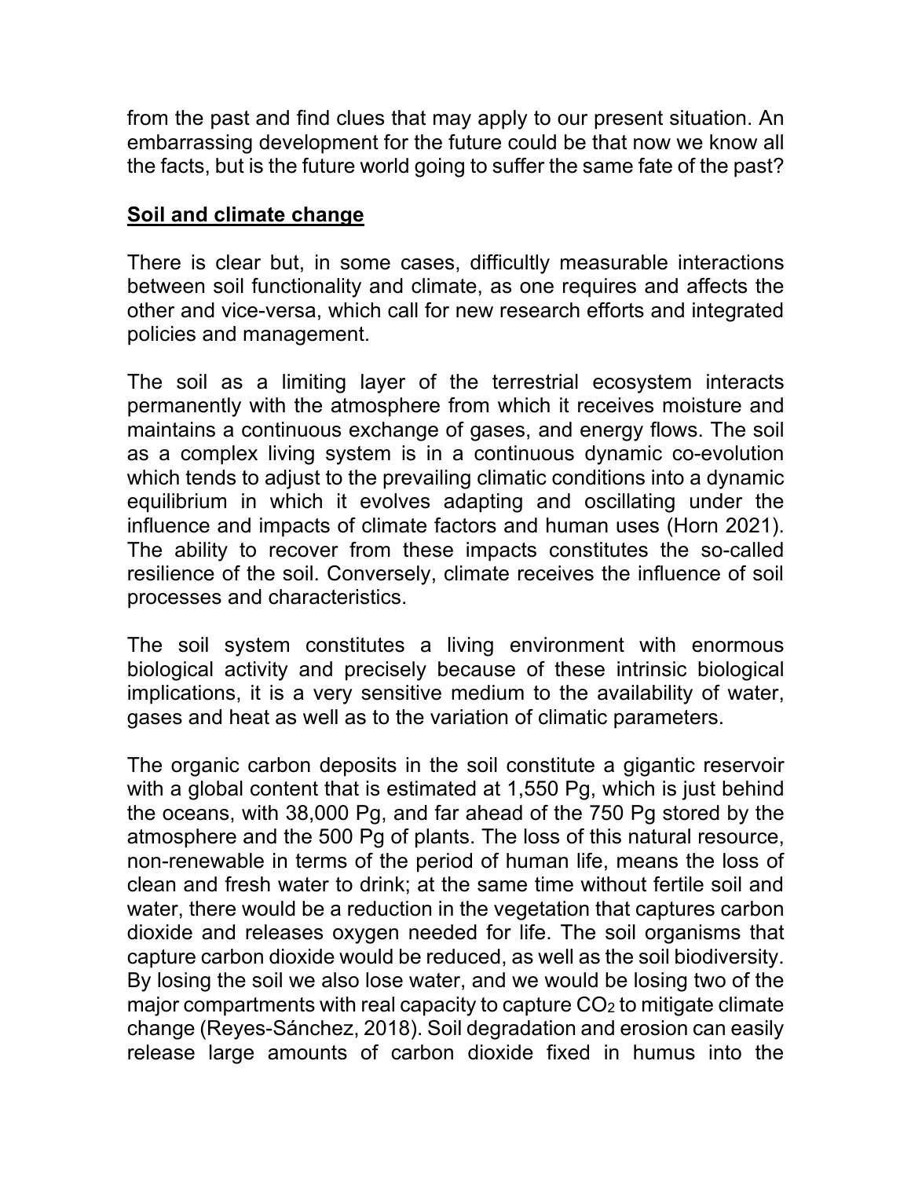from the past and find clues that may apply to our present situation. An embarrassing development for the future could be that now we know all the facts, but is the future world going to suffer the same fate of the past?

## Soil and climate change

There is clear but, in some cases, difficultly measurable interactions between soil functionality and climate, as one requires and affects the other and vice-versa, which call for new research efforts and integrated policies and management.

The soil as a limiting layer of the terrestrial ecosystem interacts permanently with the atmosphere from which it receives moisture and maintains a continuous exchange of gases, and energy flows. The soil as a complex living system is in a continuous dynamic co-evolution which tends to adjust to the prevailing climatic conditions into a dynamic equilibrium in which it evolves adapting and oscillating under the influence and impacts of climate factors and human uses (Horn 2021). The ability to recover from these impacts constitutes the so-called resilience of the soil. Conversely, climate receives the influence of soil processes and characteristics.

The soil system constitutes a living environment with enormous biological activity and precisely because of these intrinsic biological implications, it is a very sensitive medium to the availability of water, gases and heat as well as to the variation of climatic parameters.

The organic carbon deposits in the soil constitute a gigantic reservoir with a global content that is estimated at 1,550 Pg, which is just behind the oceans, with 38,000 Pg, and far ahead of the 750 Pg stored by the atmosphere and the 500 Pg of plants. The loss of this natural resource, non-renewable in terms of the period of human life, means the loss of clean and fresh water to drink; at the same time without fertile soil and water, there would be a reduction in the vegetation that captures carbon dioxide and releases oxygen needed for life. The soil organisms that capture carbon dioxide would be reduced, as well as the soil biodiversity. By losing the soil we also lose water, and we would be losing two of the major compartments with real capacity to capture $CO_2$ to mitigate climate change (Reyes-Sánchez, 2018). Soil degradation and erosion can easily release large amounts of carbon dioxide fixed in humus into the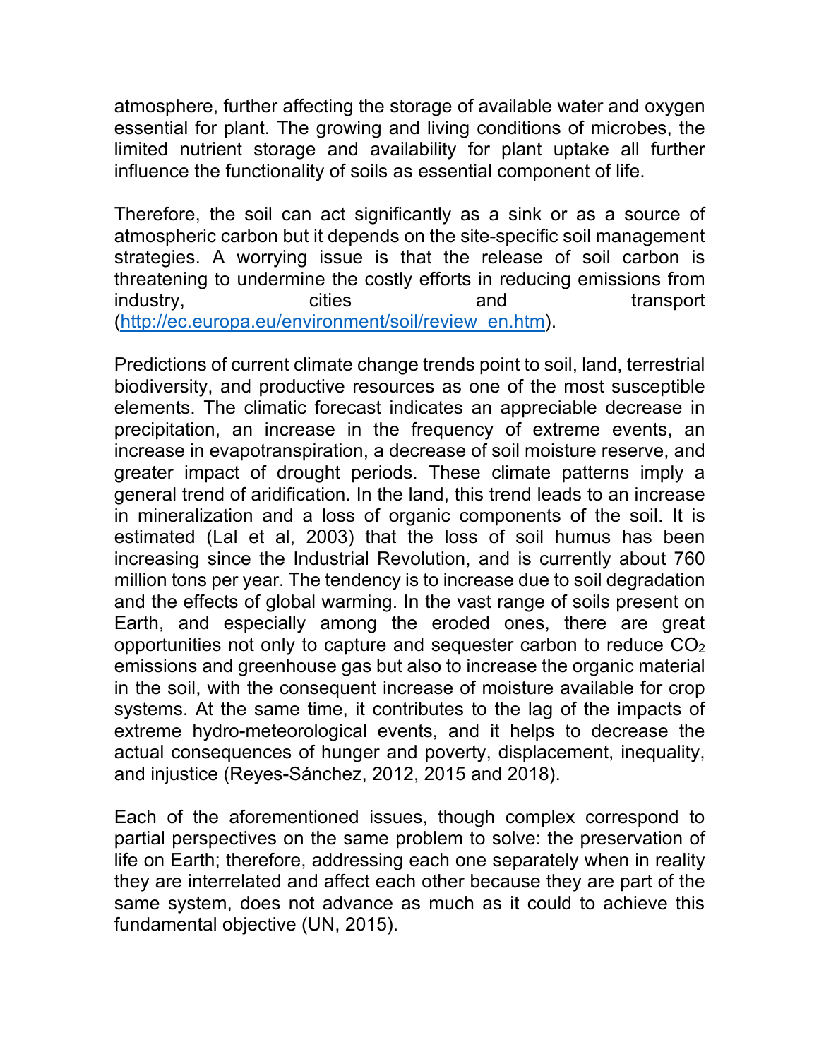atmosphere, further affecting the storage of available water and oxygen essential for plant. The growing and living conditions of microbes, the limited nutrient storage and availability for plant uptake all further influence the functionality of soils as essential component of life.

Therefore, the soil can act significantly as a sink or as a source of atmospheric carbon but it depends on the site-specific soil management strategies. A worrying issue is that the release of soil carbon is threatening to undermine the costly efforts in reducing emissions from industry, cities and transport (http://ec.europa.eu/environment/soil/review_en.htm).

Predictions of current climate change trends point to soil, land, terrestrial biodiversity, and productive resources as one of the most susceptible elements. The climatic forecast indicates an appreciable decrease in precipitation, an increase in the frequency of extreme events, an increase in evapotranspiration, a decrease of soil moisture reserve, and greater impact of drought periods. These climate patterns imply a general trend of aridification. In the land, this trend leads to an increase in mineralization and a loss of organic components of the soil. It is estimated (Lal et al, 2003) that the loss of soil humus has been increasing since the Industrial Revolution, and is currently about 760 million tons per year. The tendency is to increase due to soil degradation and the effects of global warming. In the vast range of soils present on Earth, and especially among the eroded ones, there are great opportunities not only to capture and sequester carbon to reduce $CO_2$ emissions and greenhouse gas but also to increase the organic material in the soil, with the consequent increase of moisture available for crop systems. At the same time, it contributes to the lag of the impacts of extreme hydro-meteorological events, and it helps to decrease the actual consequences of hunger and poverty, displacement, inequality, and injustice (Reyes-Sánchez, 2012, 2015 and 2018).

Each of the aforementioned issues, though complex correspond to partial perspectives on the same problem to solve: the preservation of life on Earth; therefore, addressing each one separately when in reality they are interrelated and affect each other because they are part of the same system, does not advance as much as it could to achieve this fundamental objective (UN, 2015).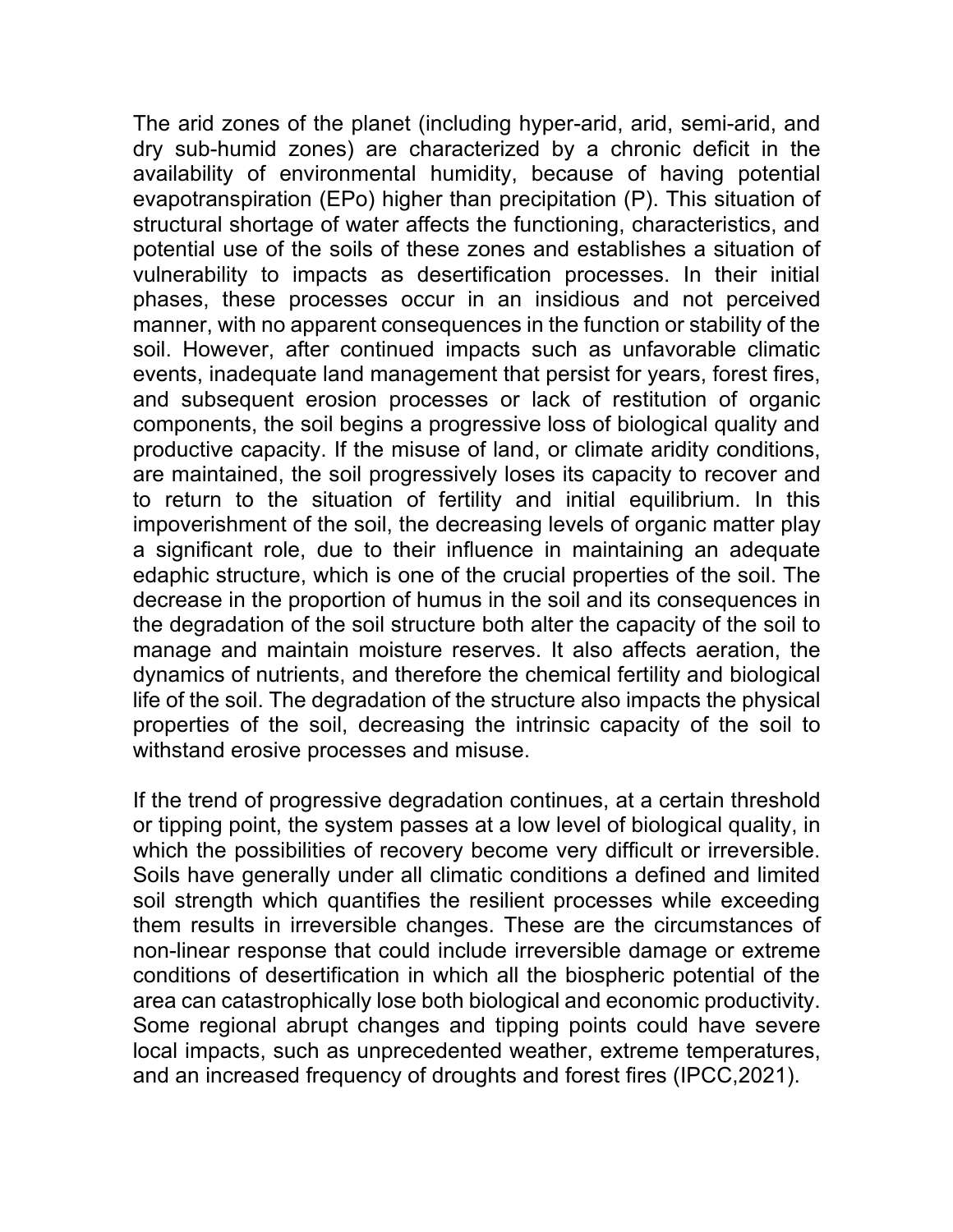The arid zones of the planet (including hyper-arid, arid, semi-arid, and dry sub-humid zones) are characterized by a chronic deficit in the availability of environmental humidity, because of having potential evapotranspiration (EPo) higher than precipitation (P). This situation of structural shortage of water affects the functioning, characteristics, and potential use of the soils of these zones and establishes a situation of vulnerability to impacts as desertification processes. In their initial phases, these processes occur in an insidious and not perceived manner, with no apparent consequences in the function or stability of the soil. However, after continued impacts such as unfavorable climatic events, inadequate land management that persist for years, forest fires, and subsequent erosion processes or lack of restitution of organic components, the soil begins a progressive loss of biological quality and productive capacity. If the misuse of land, or climate aridity conditions, are maintained, the soil progressively loses its capacity to recover and to return to the situation of fertility and initial equilibrium. In this impoverishment of the soil, the decreasing levels of organic matter play a significant role, due to their influence in maintaining an adequate edaphic structure, which is one of the crucial properties of the soil. The decrease in the proportion of humus in the soil and its consequences in the degradation of the soil structure both alter the capacity of the soil to manage and maintain moisture reserves. It also affects aeration, the dynamics of nutrients, and therefore the chemical fertility and biological life of the soil. The degradation of the structure also impacts the physical properties of the soil, decreasing the intrinsic capacity of the soil to withstand erosive processes and misuse.

If the trend of progressive degradation continues, at a certain threshold or tipping point, the system passes at a low level of biological quality, in which the possibilities of recovery become very difficult or irreversible. Soils have generally under all climatic conditions a defined and limited soil strength which quantifies the resilient processes while exceeding them results in irreversible changes. These are the circumstances of non-linear response that could include irreversible damage or extreme conditions of desertification in which all the biospheric potential of the area can catastrophically lose both biological and economic productivity. Some regional abrupt changes and tipping points could have severe local impacts, such as unprecedented weather, extreme temperatures, and an increased frequency of droughts and forest fires (IPCC,2021).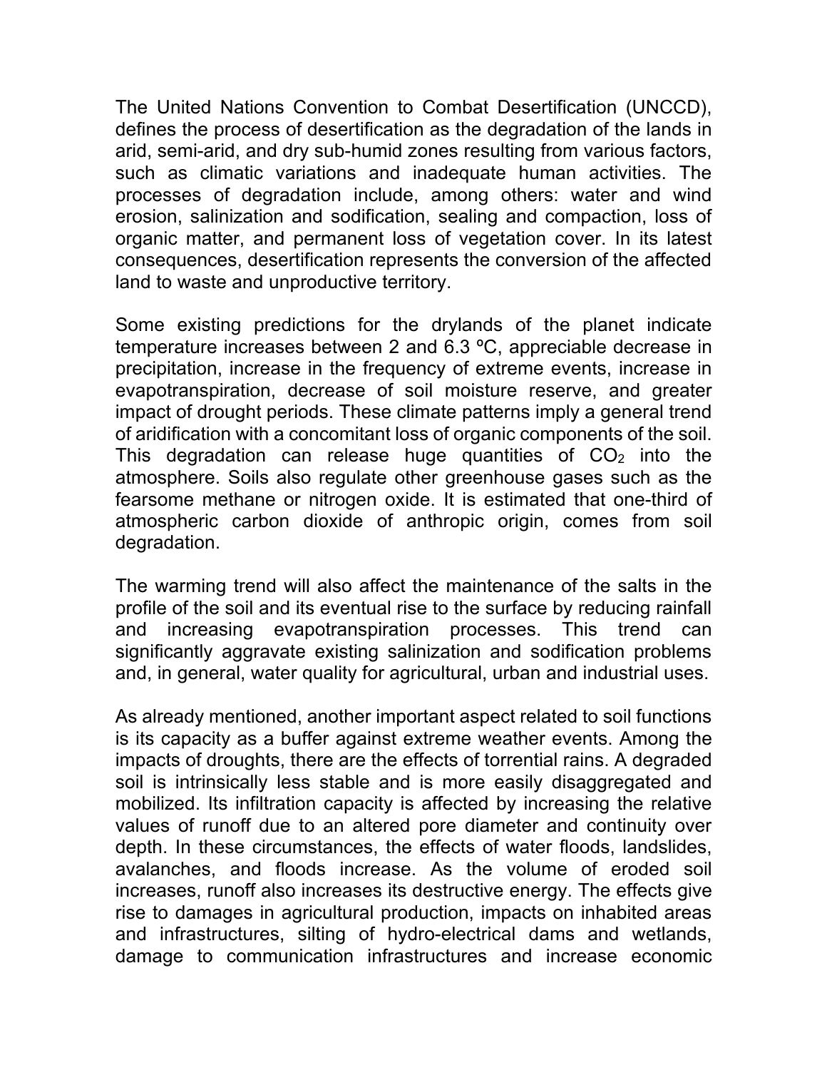The United Nations Convention to Combat Desertification (UNCCD), defines the process of desertification as the degradation of the lands in arid, semi-arid, and dry sub-humid zones resulting from various factors, such as climatic variations and inadequate human activities. The processes of degradation include, among others: water and wind erosion, salinization and sodification, sealing and compaction, loss of organic matter, and permanent loss of vegetation cover. In its latest consequences, desertification represents the conversion of the affected land to waste and unproductive territory.

Some existing predictions for the drylands of the planet indicate temperature increases between 2 and 6.3 ºC, appreciable decrease in precipitation, increase in the frequency of extreme events, increase in evapotranspiration, decrease of soil moisture reserve, and greater impact of drought periods. These climate patterns imply a general trend of aridification with a concomitant loss of organic components of the soil. This degradation can release huge quantities of $CO_2$ into the atmosphere. Soils also regulate other greenhouse gases such as the fearsome methane or nitrogen oxide. It is estimated that one-third of atmospheric carbon dioxide of anthropic origin, comes from soil degradation.

The warming trend will also affect the maintenance of the salts in the profile of the soil and its eventual rise to the surface by reducing rainfall and increasing evapotranspiration processes. This trend can significantly aggravate existing salinization and sodification problems and, in general, water quality for agricultural, urban and industrial uses.

As already mentioned, another important aspect related to soil functions is its capacity as a buffer against extreme weather events. Among the impacts of droughts, there are the effects of torrential rains. A degraded soil is intrinsically less stable and is more easily disaggregated and mobilized. Its infiltration capacity is affected by increasing the relative values of runoff due to an altered pore diameter and continuity over depth. In these circumstances, the effects of water floods, landslides, avalanches, and floods increase. As the volume of eroded soil increases, runoff also increases its destructive energy. The effects give rise to damages in agricultural production, impacts on inhabited areas and infrastructures, silting of hydro-electrical dams and wetlands, damage to communication infrastructures and increase economic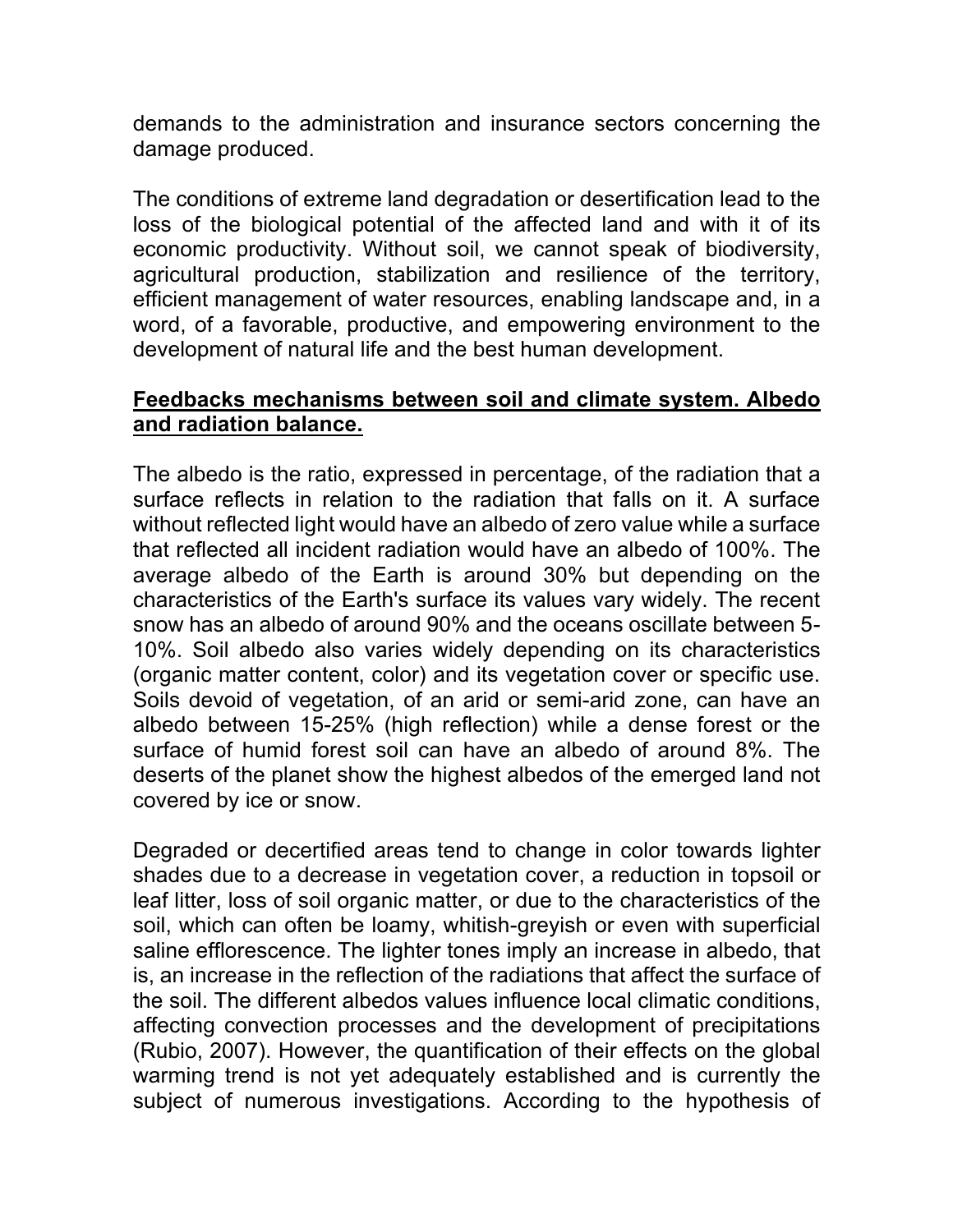demands to the administration and insurance sectors concerning the damage produced.

The conditions of extreme land degradation or desertification lead to the loss of the biological potential of the affected land and with it of its economic productivity. Without soil, we cannot speak of biodiversity, agricultural production, stabilization and resilience of the territory, efficient management of water resources, enabling landscape and, in a word, of a favorable, productive, and empowering environment to the development of natural life and the best human development.

## Feedbacks mechanisms between soil and climate system. Albedo and radiation balance.

The albedo is the ratio, expressed in percentage, of the radiation that a surface reflects in relation to the radiation that falls on it. A surface without reflected light would have an albedo of zero value while a surface that reflected all incident radiation would have an albedo of 100%. The average albedo of the Earth is around 30% but depending on the characteristics of the Earth's surface its values vary widely. The recent snow has an albedo of around 90% and the oceans oscillate between 5-10%. Soil albedo also varies widely depending on its characteristics (organic matter content, color) and its vegetation cover or specific use. Soils devoid of vegetation, of an arid or semi-arid zone, can have an albedo between 15-25% (high reflection) while a dense forest or the surface of humid forest soil can have an albedo of around 8%. The deserts of the planet show the highest albedos of the emerged land not covered by ice or snow.

Degraded or decertified areas tend to change in color towards lighter shades due to a decrease in vegetation cover, a reduction in topsoil or leaf litter, loss of soil organic matter, or due to the characteristics of the soil, which can often be loamy, whitish-greyish or even with superficial saline efflorescence. The lighter tones imply an increase in albedo, that is, an increase in the reflection of the radiations that affect the surface of the soil. The different albedos values influence local climatic conditions, affecting convection processes and the development of precipitations (Rubio, 2007). However, the quantification of their effects on the global warming trend is not yet adequately established and is currently the subject of numerous investigations. According to the hypothesis of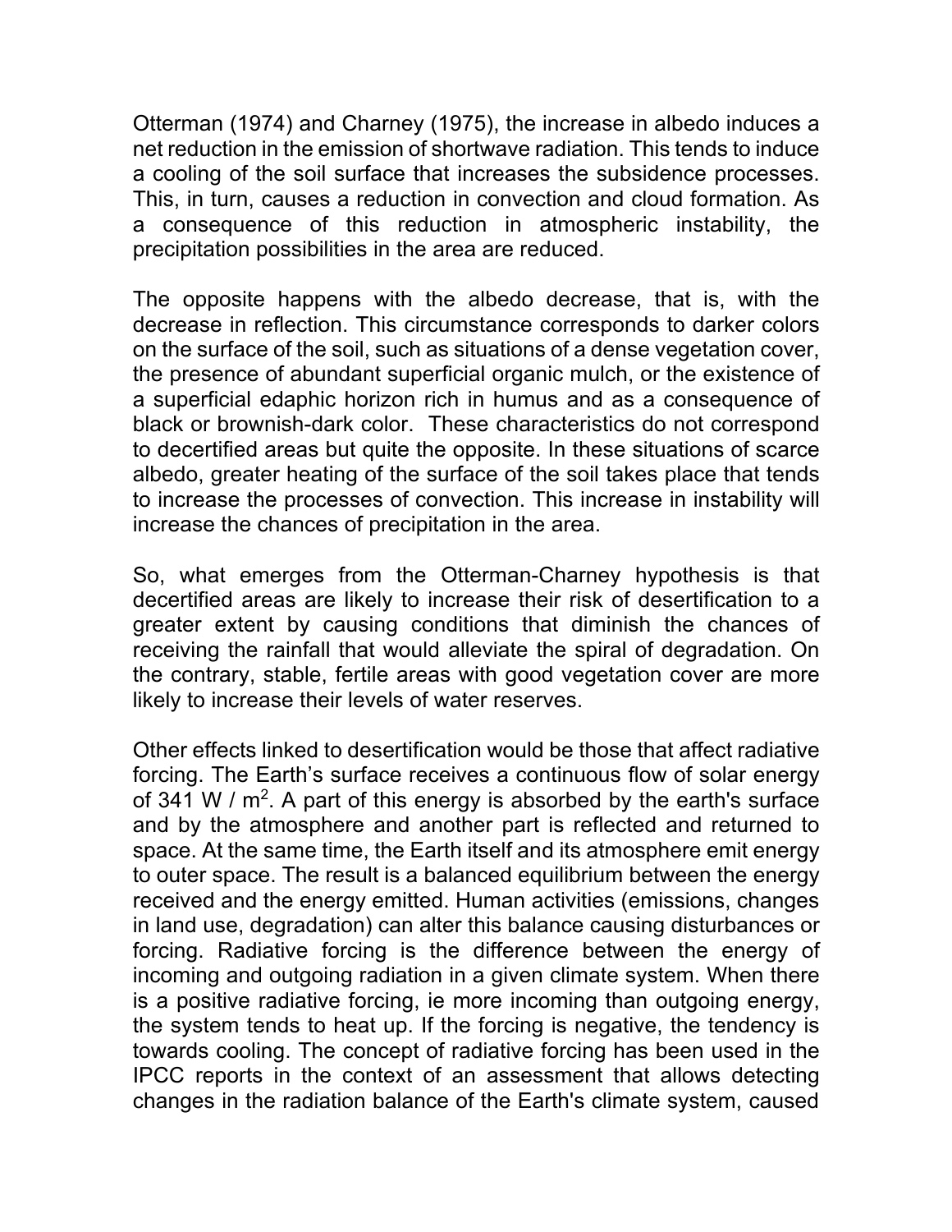Otterman (1974) and Charney (1975), the increase in albedo induces a net reduction in the emission of shortwave radiation. This tends to induce a cooling of the soil surface that increases the subsidence processes. This, in turn, causes a reduction in convection and cloud formation. As a consequence of this reduction in atmospheric instability, the precipitation possibilities in the area are reduced.

The opposite happens with the albedo decrease, that is, with the decrease in reflection. This circumstance corresponds to darker colors on the surface of the soil, such as situations of a dense vegetation cover, the presence of abundant superficial organic mulch, or the existence of a superficial edaphic horizon rich in humus and as a consequence of black or brownish-dark color. These characteristics do not correspond to decertified areas but quite the opposite. In these situations of scarce albedo, greater heating of the surface of the soil takes place that tends to increase the processes of convection. This increase in instability will increase the chances of precipitation in the area.

So, what emerges from the Otterman-Charney hypothesis is that decertified areas are likely to increase their risk of desertification to a greater extent by causing conditions that diminish the chances of receiving the rainfall that would alleviate the spiral of degradation. On the contrary, stable, fertile areas with good vegetation cover are more likely to increase their levels of water reserves.

Other effects linked to desertification would be those that affect radiative forcing. The Earth's surface receives a continuous flow of solar energy of 341 W / $m^2$. A part of this energy is absorbed by the earth's surface and by the atmosphere and another part is reflected and returned to space. At the same time, the Earth itself and its atmosphere emit energy to outer space. The result is a balanced equilibrium between the energy received and the energy emitted. Human activities (emissions, changes in land use, degradation) can alter this balance causing disturbances or forcing. Radiative forcing is the difference between the energy of incoming and outgoing radiation in a given climate system. When there is a positive radiative forcing, ie more incoming than outgoing energy, the system tends to heat up. If the forcing is negative, the tendency is towards cooling. The concept of radiative forcing has been used in the IPCC reports in the context of an assessment that allows detecting changes in the radiation balance of the Earth's climate system, caused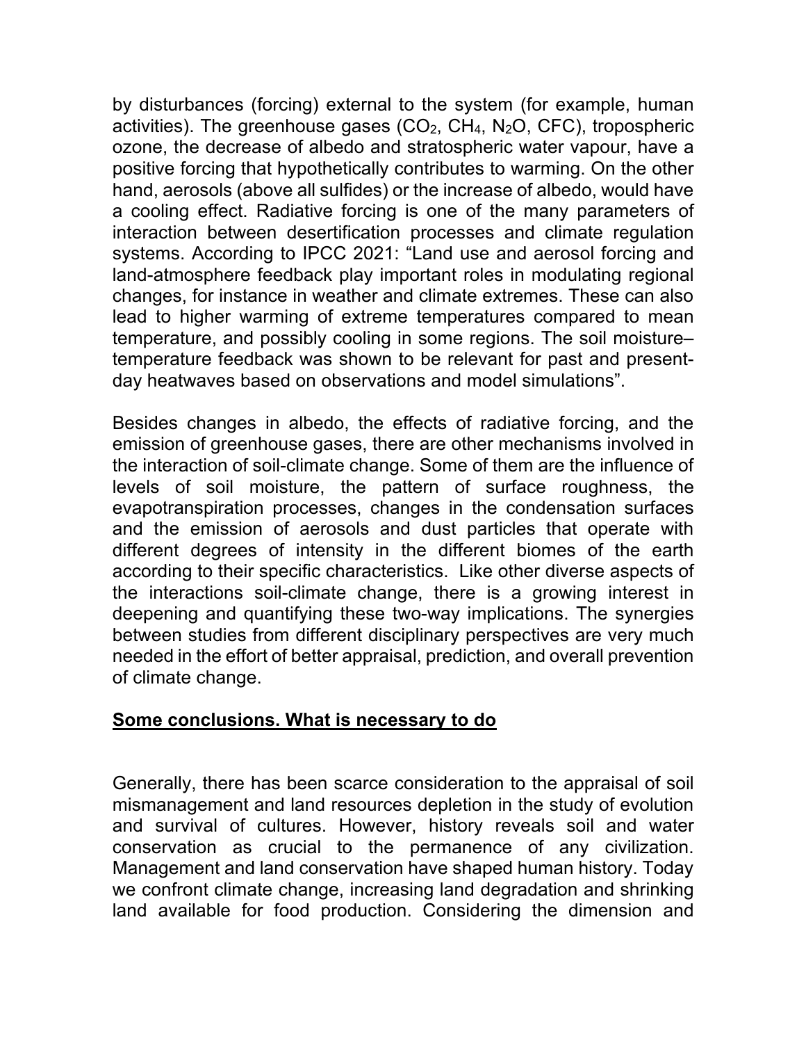by disturbances (forcing) external to the system (for example, human activities). The greenhouse gases ($CO_2$, $CH_4$, $N_2O$, CFC), tropospheric ozone, the decrease of albedo and stratospheric water vapour, have a positive forcing that hypothetically contributes to warming. On the other hand, aerosols (above all sulfides) or the increase of albedo, would have a cooling effect. Radiative forcing is one of the many parameters of interaction between desertification processes and climate regulation systems. According to IPCC 2021: “Land use and aerosol forcing and land-atmosphere feedback play important roles in modulating regional changes, for instance in weather and climate extremes. These can also lead to higher warming of extreme temperatures compared to mean temperature, and possibly cooling in some regions. The soil moisture–temperature feedback was shown to be relevant for past and present-day heatwaves based on observations and model simulations”.

Besides changes in albedo, the effects of radiative forcing, and the emission of greenhouse gases, there are other mechanisms involved in the interaction of soil-climate change. Some of them are the influence of levels of soil moisture, the pattern of surface roughness, the evapotranspiration processes, changes in the condensation surfaces and the emission of aerosols and dust particles that operate with different degrees of intensity in the different biomes of the earth according to their specific characteristics. Like other diverse aspects of the interactions soil-climate change, there is a growing interest in deepening and quantifying these two-way implications. The synergies between studies from different disciplinary perspectives are very much needed in the effort of better appraisal, prediction, and overall prevention of climate change.

## Some conclusions. What is necessary to do

Generally, there has been scarce consideration to the appraisal of soil mismanagement and land resources depletion in the study of evolution and survival of cultures. However, history reveals soil and water conservation as crucial to the permanence of any civilization. Management and land conservation have shaped human history. Today we confront climate change, increasing land degradation and shrinking land available for food production. Considering the dimension and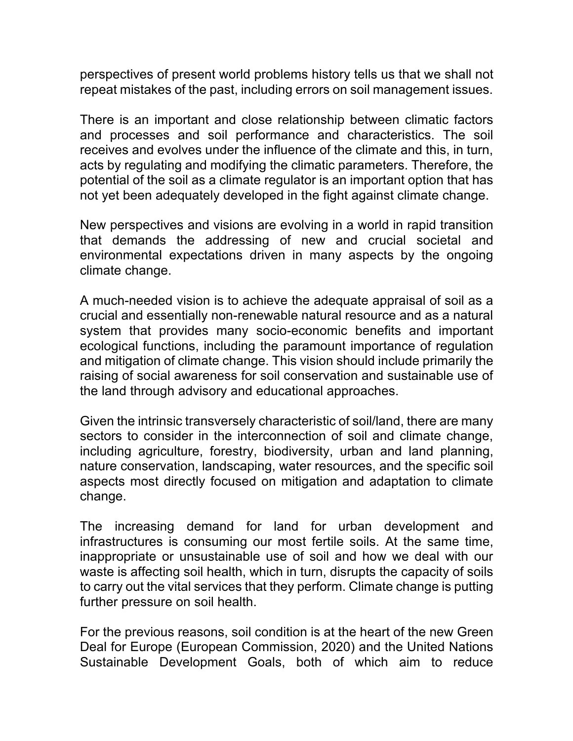perspectives of present world problems history tells us that we shall not repeat mistakes of the past, including errors on soil management issues.

There is an important and close relationship between climatic factors and processes and soil performance and characteristics. The soil receives and evolves under the influence of the climate and this, in turn, acts by regulating and modifying the climatic parameters. Therefore, the potential of the soil as a climate regulator is an important option that has not yet been adequately developed in the fight against climate change.

New perspectives and visions are evolving in a world in rapid transition that demands the addressing of new and crucial societal and environmental expectations driven in many aspects by the ongoing climate change.

A much-needed vision is to achieve the adequate appraisal of soil as a crucial and essentially non-renewable natural resource and as a natural system that provides many socio-economic benefits and important ecological functions, including the paramount importance of regulation and mitigation of climate change. This vision should include primarily the raising of social awareness for soil conservation and sustainable use of the land through advisory and educational approaches.

Given the intrinsic transversely characteristic of soil/land, there are many sectors to consider in the interconnection of soil and climate change, including agriculture, forestry, biodiversity, urban and land planning, nature conservation, landscaping, water resources, and the specific soil aspects most directly focused on mitigation and adaptation to climate change.

The increasing demand for land for urban development and infrastructures is consuming our most fertile soils. At the same time, inappropriate or unsustainable use of soil and how we deal with our waste is affecting soil health, which in turn, disrupts the capacity of soils to carry out the vital services that they perform. Climate change is putting further pressure on soil health.

For the previous reasons, soil condition is at the heart of the new Green Deal for Europe (European Commission, 2020) and the United Nations Sustainable Development Goals, both of which aim to reduce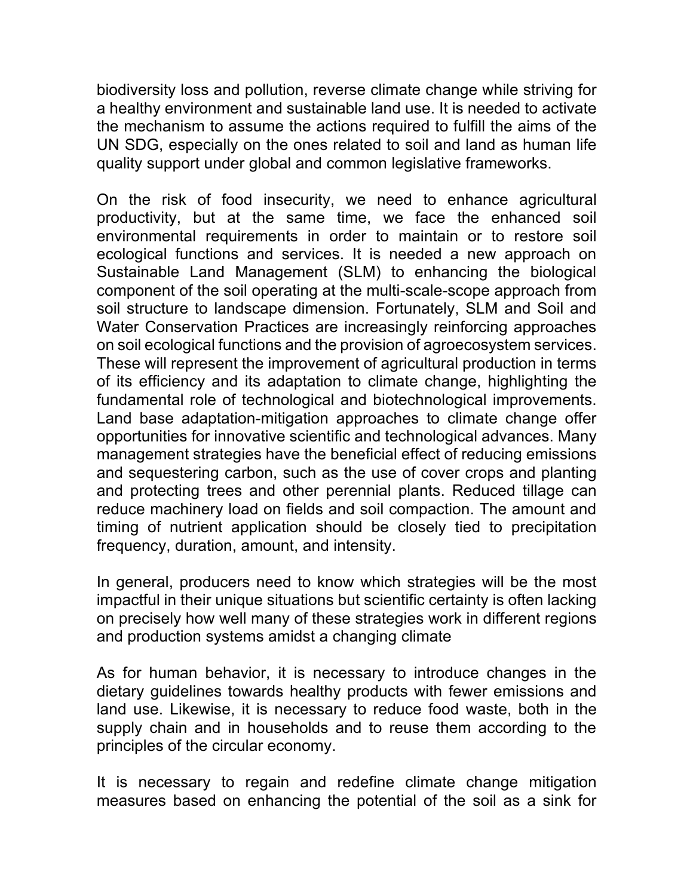biodiversity loss and pollution, reverse climate change while striving for a healthy environment and sustainable land use. It is needed to activate the mechanism to assume the actions required to fulfill the aims of the UN SDG, especially on the ones related to soil and land as human life quality support under global and common legislative frameworks.

On the risk of food insecurity, we need to enhance agricultural productivity, but at the same time, we face the enhanced soil environmental requirements in order to maintain or to restore soil ecological functions and services. It is needed a new approach on Sustainable Land Management (SLM) to enhancing the biological component of the soil operating at the multi-scale-scope approach from soil structure to landscape dimension. Fortunately, SLM and Soil and Water Conservation Practices are increasingly reinforcing approaches on soil ecological functions and the provision of agroecosystem services. These will represent the improvement of agricultural production in terms of its efficiency and its adaptation to climate change, highlighting the fundamental role of technological and biotechnological improvements. Land base adaptation-mitigation approaches to climate change offer opportunities for innovative scientific and technological advances. Many management strategies have the beneficial effect of reducing emissions and sequestering carbon, such as the use of cover crops and planting and protecting trees and other perennial plants. Reduced tillage can reduce machinery load on fields and soil compaction. The amount and timing of nutrient application should be closely tied to precipitation frequency, duration, amount, and intensity.

In general, producers need to know which strategies will be the most impactful in their unique situations but scientific certainty is often lacking on precisely how well many of these strategies work in different regions and production systems amidst a changing climate

As for human behavior, it is necessary to introduce changes in the dietary guidelines towards healthy products with fewer emissions and land use. Likewise, it is necessary to reduce food waste, both in the supply chain and in households and to reuse them according to the principles of the circular economy.

It is necessary to regain and redefine climate change mitigation measures based on enhancing the potential of the soil as a sink for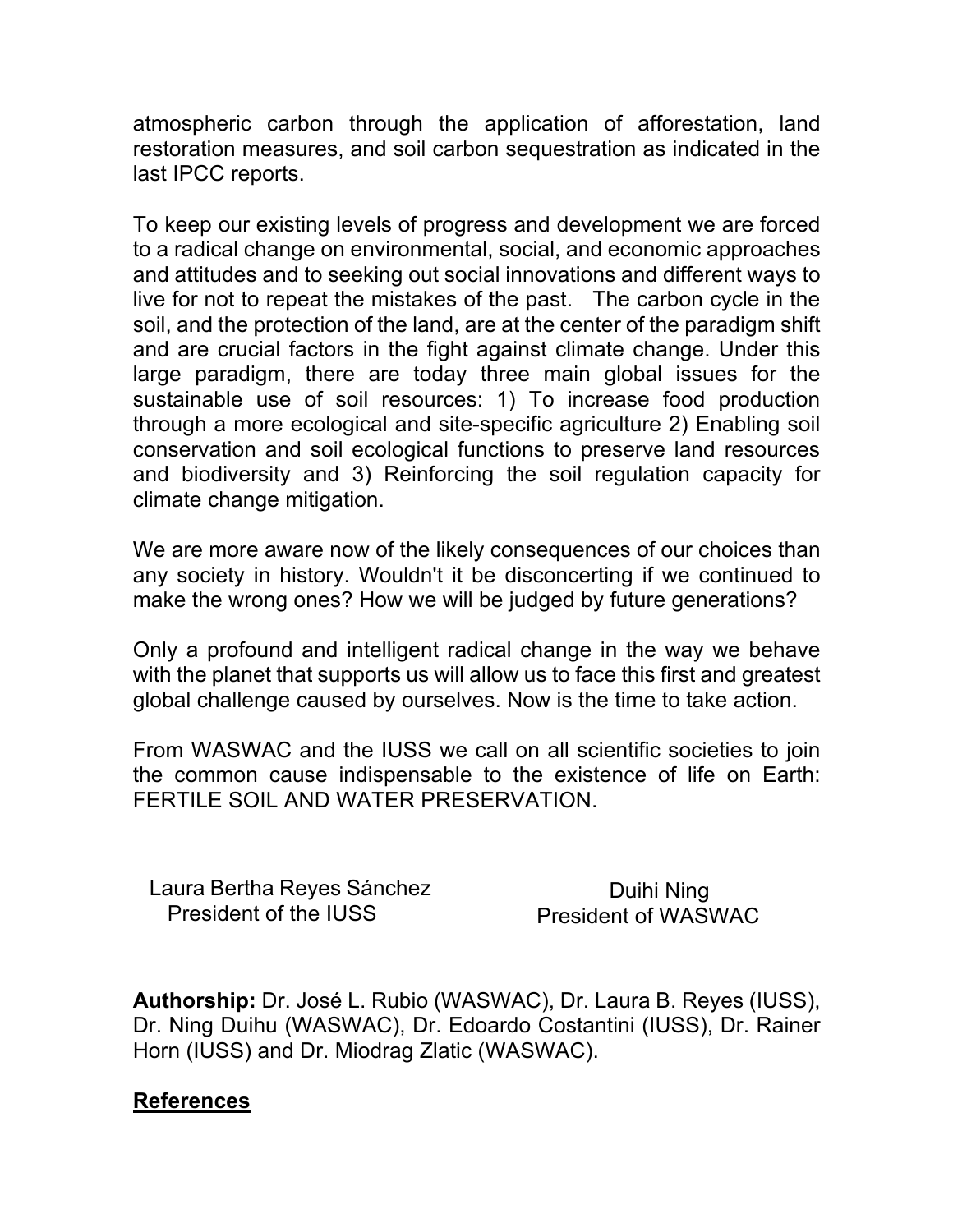atmospheric carbon through the application of afforestation, land restoration measures, and soil carbon sequestration as indicated in the last IPCC reports.

To keep our existing levels of progress and development we are forced to a radical change on environmental, social, and economic approaches and attitudes and to seeking out social innovations and different ways to live for not to repeat the mistakes of the past. The carbon cycle in the soil, and the protection of the land, are at the center of the paradigm shift and are crucial factors in the fight against climate change. Under this large paradigm, there are today three main global issues for the sustainable use of soil resources: 1) To increase food production through a more ecological and site-specific agriculture 2) Enabling soil conservation and soil ecological functions to preserve land resources and biodiversity and 3) Reinforcing the soil regulation capacity for climate change mitigation.

We are more aware now of the likely consequences of our choices than any society in history. Wouldn't it be disconcerting if we continued to make the wrong ones? How we will be judged by future generations?

Only a profound and intelligent radical change in the way we behave with the planet that supports us will allow us to face this first and greatest global challenge caused by ourselves. Now is the time to take action.

From WASWAC and the IUSS we call on all scientific societies to join the common cause indispensable to the existence of life on Earth: FERTILE SOIL AND WATER PRESERVATION.

Laura Bertha Reyes Sánchez
President of the IUSS

Duihi Ning
President of WASWAC

**Authorship:** Dr. José L. Rubio (WASWAC), Dr. Laura B. Reyes (IUSS), Dr. Ning Duihu (WASWAC), Dr. Edoardo Costantini (IUSS), Dr. Rainer Horn (IUSS) and Dr. Miodrag Zlatic (WASWAC).

## References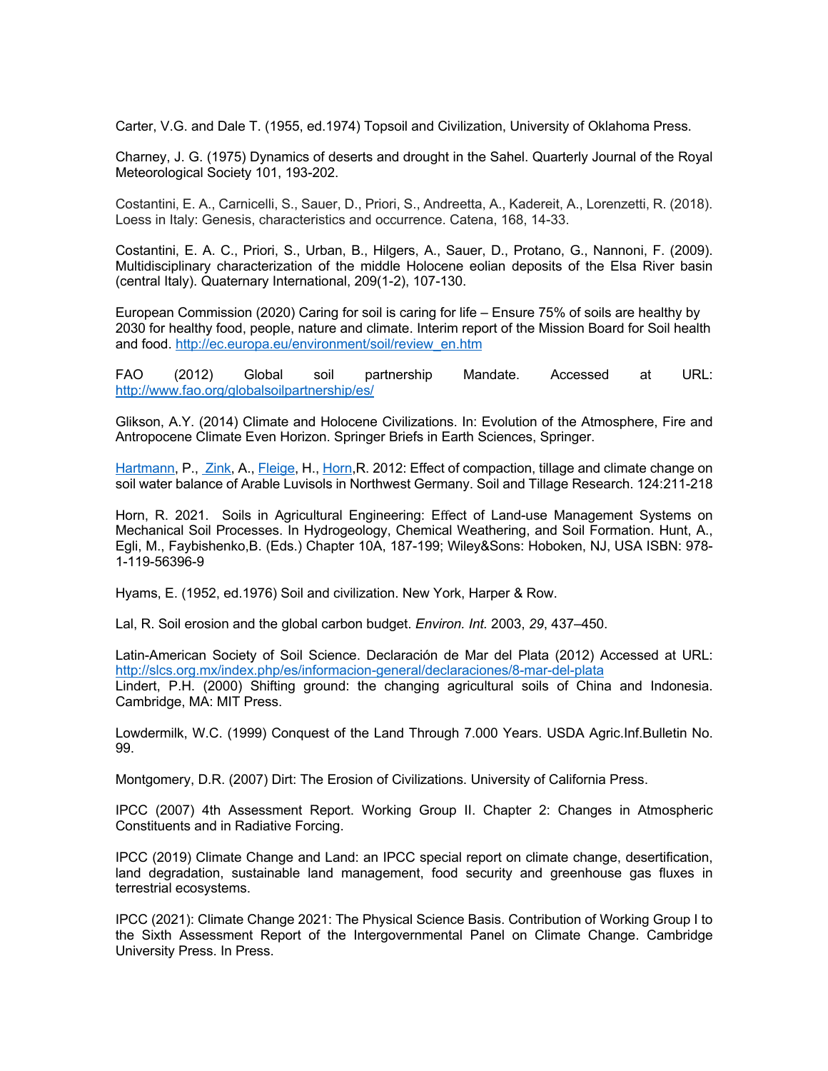Carter, V.G. and Dale T. (1955, ed.1974) Topsoil and Civilization, University of Oklahoma Press.

Charney, J. G. (1975) Dynamics of deserts and drought in the Sahel. Quarterly Journal of the Royal Meteorological Society 101, 193-202.

Costantini, E. A., Carnicelli, S., Sauer, D., Priori, S., Andreetta, A., Kadereit, A., Lorenzetti, R. (2018). Loess in Italy: Genesis, characteristics and occurrence. Catena, 168, 14-33.

Costantini, E. A. C., Priori, S., Urban, B., Hilgers, A., Sauer, D., Protano, G., Nannoni, F. (2009). Multidisciplinary characterization of the middle Holocene eolian deposits of the Elsa River basin (central Italy). Quaternary International, 209(1-2), 107-130.

European Commission (2020) Caring for soil is caring for life – Ensure 75% of soils are healthy by 2030 for healthy food, people, nature and climate. Interim report of the Mission Board for Soil health and food. [http://ec.europa.eu/environment/soil/review_en.htm](http://ec.europa.eu/environment/soil/review_en.htm)

FAO (2012) Global soil partnership Mandate. Accessed at URL: [http://www.fao.org/globalsoilpartnership/es/](http://www.fao.org/globalsoilpartnership/es/)

Glikson, A.Y. (2014) Climate and Holocene Civilizations. In: Evolution of the Atmosphere, Fire and Antropocene Climate Even Horizon. Springer Briefs in Earth Sciences, Springer.

Hartmann, P., Zink, A., Fleige, H., Horn,R. 2012: Effect of compaction, tillage and climate change on soil water balance of Arable Luvisols in Northwest Germany. Soil and Tillage Research. 124:211-218

Horn, R. 2021. Soils in Agricultural Engineering: Effect of Land-use Management Systems on Mechanical Soil Processes. In Hydrogeology, Chemical Weathering, and Soil Formation. Hunt, A., Egli, M., Faybishenko,B. (Eds.) Chapter 10A, 187-199; Wiley&Sons: Hoboken, NJ, USA ISBN: 978-1-119-56396-9

Hyams, E. (1952, ed.1976) Soil and civilization. New York, Harper & Row.

Lal, R. Soil erosion and the global carbon budget. *Environ. Int.* 2003, *29*, 437–450.

Latin-American Society of Soil Science. Declaración de Mar del Plata (2012) Accessed at URL: [http://slcs.org.mx/index.php/es/informacion-general/declaraciones/8-mar-del-plata](http://slcs.org.mx/index.php/es/informacion-general/declaraciones/8-mar-del-plata)

Lindert, P.H. (2000) Shifting ground: the changing agricultural soils of China and Indonesia. Cambridge, MA: MIT Press.

Lowdermilk, W.C. (1999) Conquest of the Land Through 7.000 Years. USDA Agric.Inf.Bulletin No. 99.

Montgomery, D.R. (2007) Dirt: The Erosion of Civilizations. University of California Press.

IPCC (2007) 4th Assessment Report. Working Group II. Chapter 2: Changes in Atmospheric Constituents and in Radiative Forcing.

IPCC (2019) Climate Change and Land: an IPCC special report on climate change, desertification, land degradation, sustainable land management, food security and greenhouse gas fluxes in terrestrial ecosystems.

IPCC (2021): Climate Change 2021: The Physical Science Basis. Contribution of Working Group I to the Sixth Assessment Report of the Intergovernmental Panel on Climate Change. Cambridge University Press. In Press.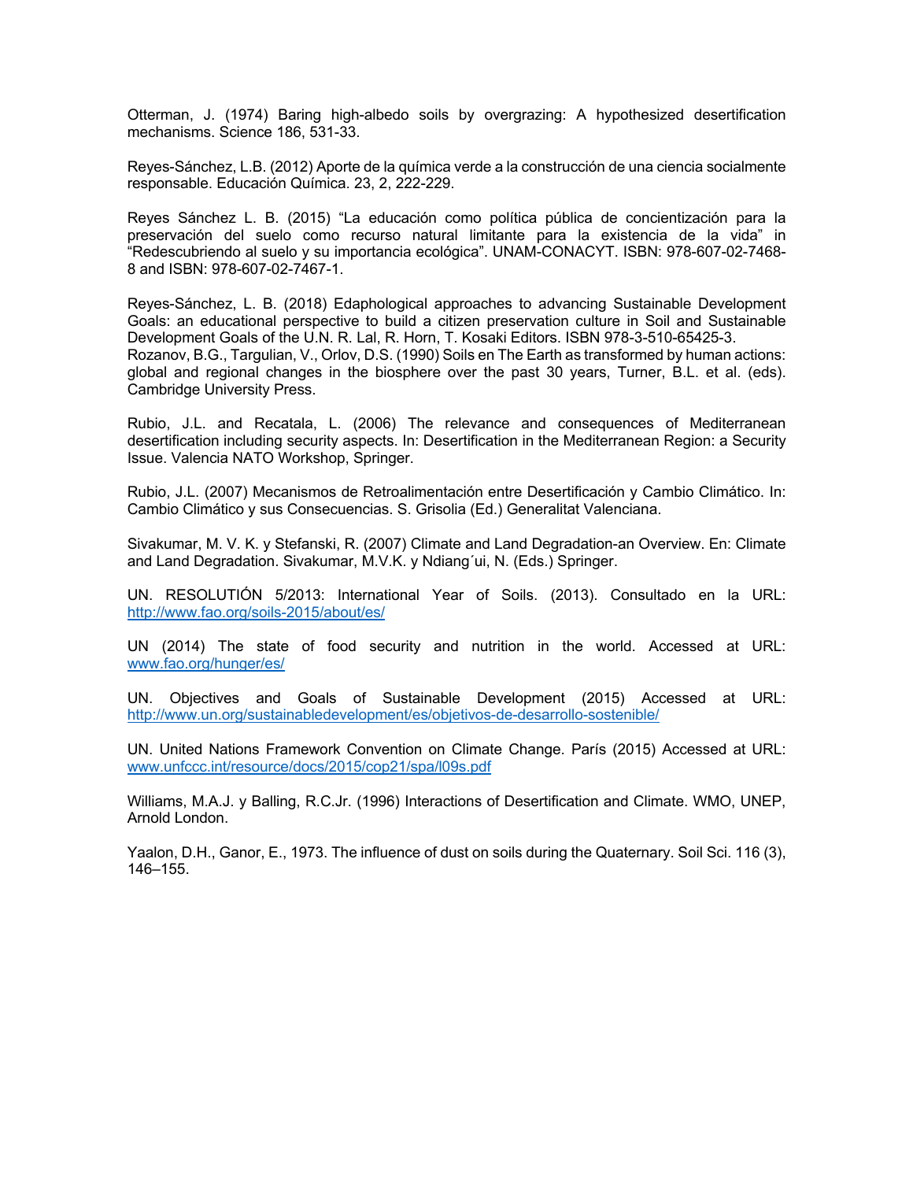Otterman, J. (1974) Baring high-albedo soils by overgrazing: A hypothesized desertification mechanisms. Science 186, 531-33.

Reyes-Sánchez, L.B. (2012) Aporte de la química verde a la construcción de una ciencia socialmente responsable. Educación Química. 23, 2, 222-229.

Reyes Sánchez L. B. (2015) "La educación como política pública de concientización para la preservación del suelo como recurso natural limitante para la existencia de la vida" in "Redescubriendo al suelo y su importancia ecológica". UNAM-CONACYT. ISBN: 978-607-02-7468-8 and ISBN: 978-607-02-7467-1.

Reyes-Sánchez, L. B. (2018) Edaphological approaches to advancing Sustainable Development Goals: an educational perspective to build a citizen preservation culture in Soil and Sustainable Development Goals of the U.N. R. Lal, R. Horn, T. Kosaki Editors. ISBN 978-3-510-65425-3.
Rozanov, B.G., Targulian, V., Orlov, D.S. (1990) Soils en The Earth as transformed by human actions: global and regional changes in the biosphere over the past 30 years, Turner, B.L. et al. (eds). Cambridge University Press.

Rubio, J.L. and Recatala, L. (2006) The relevance and consequences of Mediterranean desertification including security aspects. In: Desertification in the Mediterranean Region: a Security Issue. Valencia NATO Workshop, Springer.

Rubio, J.L. (2007) Mecanismos de Retroalimentación entre Desertificación y Cambio Climático. In: Cambio Climático y sus Consecuencias. S. Grisolia (Ed.) Generalitat Valenciana.

Sivakumar, M. V. K. y Stefanski, R. (2007) Climate and Land Degradation-an Overview. En: Climate and Land Degradation. Sivakumar, M.V.K. y Ndiang´ui, N. (Eds.) Springer.

UN. RESOLUTIÓN 5/2013: International Year of Soils. (2013). Consultado en la URL: http://www.fao.org/soils-2015/about/es/

UN (2014) The state of food security and nutrition in the world. Accessed at URL: www.fao.org/hunger/es/

UN. Objectives and Goals of Sustainable Development (2015) Accessed at URL: http://www.un.org/sustainabledevelopment/es/objetivos-de-desarrollo-sostenible/

UN. United Nations Framework Convention on Climate Change. París (2015) Accessed at URL: www.unfccc.int/resource/docs/2015/cop21/spa/l09s.pdf

Williams, M.A.J. y Balling, R.C.Jr. (1996) Interactions of Desertification and Climate. WMO, UNEP, Arnold London.

Yaalon, D.H., Ganor, E., 1973. The influence of dust on soils during the Quaternary. Soil Sci. 116 (3), 146–155.